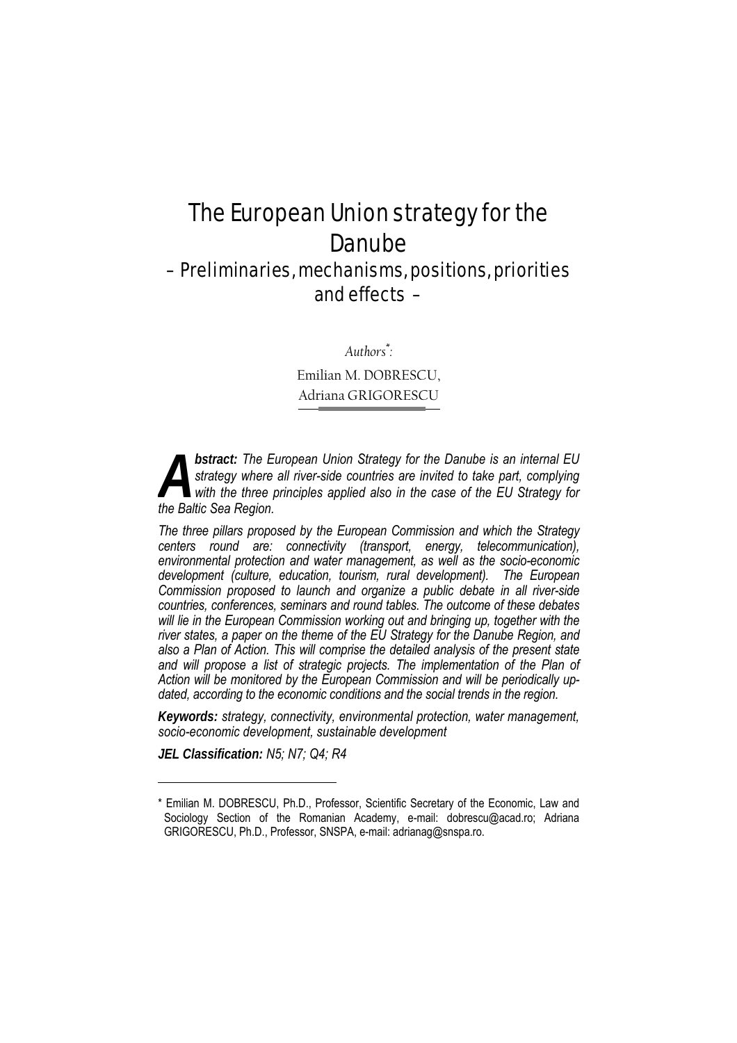# The European Union strategy for the Danube

## – Preliminaries, mechanisms, positions, priorities and effects –

*Authors\*:*

Emilian M. DOBRESCU,
Adriana GRIGORESCU

***Abstract:** The European Union Strategy for the Danube is an internal EU strategy where all river-side countries are invited to take part, complying with the three principles applied also in the case of the EU Strategy for the Baltic Sea Region.*

*The three pillars proposed by the European Commission and which the Strategy centers round are: connectivity (transport, energy, telecommunication), environmental protection and water management, as well as the socio-economic development (culture, education, tourism, rural development). The European Commission proposed to launch and organize a public debate in all river-side countries, conferences, seminars and round tables. The outcome of these debates will lie in the European Commission working out and bringing up, together with the river states, a paper on the theme of the EU Strategy for the Danube Region, and also a Plan of Action. This will comprise the detailed analysis of the present state and will propose a list of strategic projects. The implementation of the Plan of Action will be monitored by the European Commission and will be periodically up-dated, according to the economic conditions and the social trends in the region.*

***Keywords:** strategy, connectivity, environmental protection, water management, socio-economic development, sustainable development*

***JEL Classification:** N5; N7; Q4; R4*

---

\* Emilian M. DOBRESCU, Ph.D., Professor, Scientific Secretary of the Economic, Law and Sociology Section of the Romanian Academy, e-mail: dobrescu@acad.ro; Adriana GRIGORESCU, Ph.D., Professor, SNSPA, e-mail: adrianag@snspa.ro.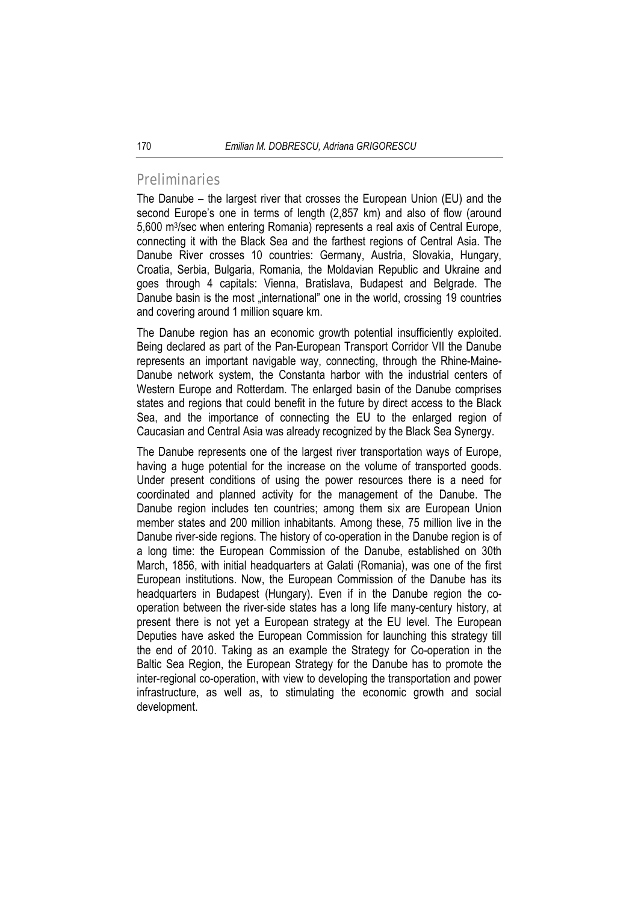## Preliminaries

The Danube – the largest river that crosses the European Union (EU) and the second Europe's one in terms of length (2,857 km) and also of flow (around 5,600 $m^3$/sec when entering Romania) represents a real axis of Central Europe, connecting it with the Black Sea and the farthest regions of Central Asia. The Danube River crosses 10 countries: Germany, Austria, Slovakia, Hungary, Croatia, Serbia, Bulgaria, Romania, the Moldavian Republic and Ukraine and goes through 4 capitals: Vienna, Bratislava, Budapest and Belgrade. The Danube basin is the most „international" one in the world, crossing 19 countries and covering around 1 million square km.

The Danube region has an economic growth potential insufficiently exploited. Being declared as part of the Pan-European Transport Corridor VII the Danube represents an important navigable way, connecting, through the Rhine-Maine-Danube network system, the Constanta harbor with the industrial centers of Western Europe and Rotterdam. The enlarged basin of the Danube comprises states and regions that could benefit in the future by direct access to the Black Sea, and the importance of connecting the EU to the enlarged region of Caucasian and Central Asia was already recognized by the Black Sea Synergy.

The Danube represents one of the largest river transportation ways of Europe, having a huge potential for the increase on the volume of transported goods. Under present conditions of using the power resources there is a need for coordinated and planned activity for the management of the Danube. The Danube region includes ten countries; among them six are European Union member states and 200 million inhabitants. Among these, 75 million live in the Danube river-side regions. The history of co-operation in the Danube region is of a long time: the European Commission of the Danube, established on 30th March, 1856, with initial headquarters at Galati (Romania), was one of the first European institutions. Now, the European Commission of the Danube has its headquarters in Budapest (Hungary). Even if in the Danube region the co-operation between the river-side states has a long life many-century history, at present there is not yet a European strategy at the EU level. The European Deputies have asked the European Commission for launching this strategy till the end of 2010. Taking as an example the Strategy for Co-operation in the Baltic Sea Region, the European Strategy for the Danube has to promote the inter-regional co-operation, with view to developing the transportation and power infrastructure, as well as, to stimulating the economic growth and social development.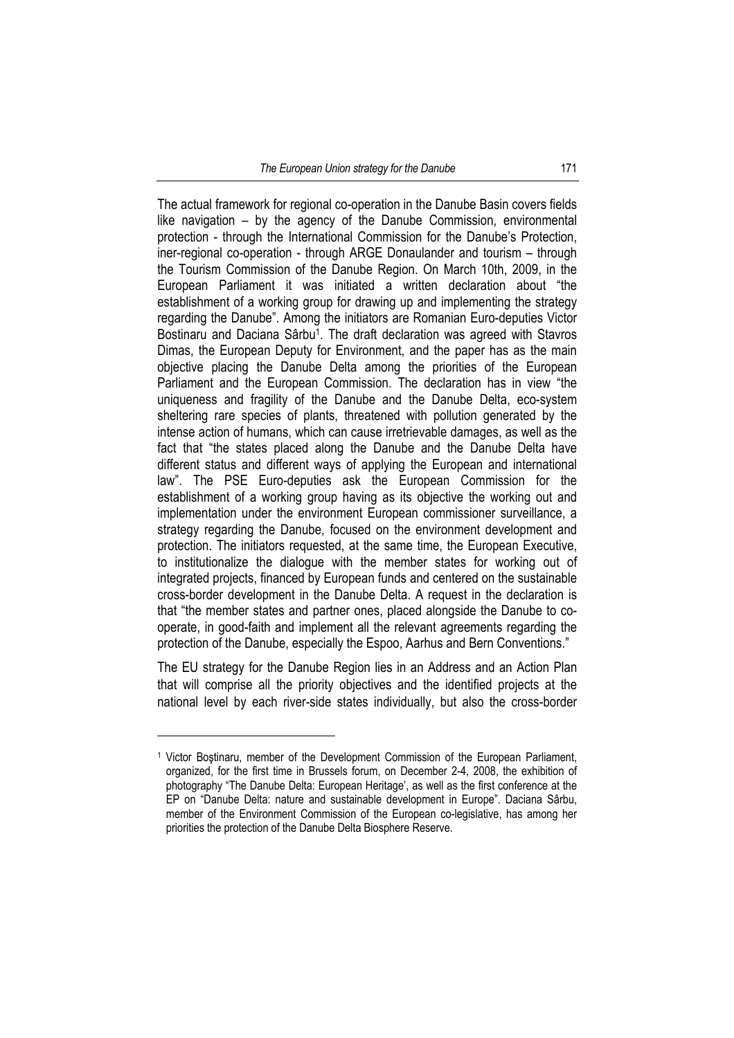The actual framework for regional co-operation in the Danube Basin covers fields like navigation – by the agency of the Danube Commission, environmental protection - through the International Commission for the Danube's Protection, iner-regional co-operation - through ARGE Donaulander and tourism – through the Tourism Commission of the Danube Region. On March 10th, 2009, in the European Parliament it was initiated a written declaration about "the establishment of a working group for drawing up and implementing the strategy regarding the Danube". Among the initiators are Romanian Euro-deputies Victor Bostinaru and Daciana Sârbu[1]. The draft declaration was agreed with Stavros Dimas, the European Deputy for Environment, and the paper has as the main objective placing the Danube Delta among the priorities of the European Parliament and the European Commission. The declaration has in view "the uniqueness and fragility of the Danube and the Danube Delta, eco-system sheltering rare species of plants, threatened with pollution generated by the intense action of humans, which can cause irretrievable damages, as well as the fact that "the states placed along the Danube and the Danube Delta have different status and different ways of applying the European and international law". The PSE Euro-deputies ask the European Commission for the establishment of a working group having as its objective the working out and implementation under the environment European commissioner surveillance, a strategy regarding the Danube, focused on the environment development and protection. The initiators requested, at the same time, the European Executive, to institutionalize the dialogue with the member states for working out of integrated projects, financed by European funds and centered on the sustainable cross-border development in the Danube Delta. A request in the declaration is that "the member states and partner ones, placed alongside the Danube to co-operate, in good-faith and implement all the relevant agreements regarding the protection of the Danube, especially the Espoo, Aarhus and Bern Conventions."

The EU strategy for the Danube Region lies in an Address and an Action Plan that will comprise all the priority objectives and the identified projects at the national level by each river-side states individually, but also the cross-border

---

[1] Victor Boştinaru, member of the Development Commission of the European Parliament, organized, for the first time in Brussels forum, on December 2-4, 2008, the exhibition of photography "The Danube Delta: European Heritage', as well as the first conference at the EP on "Danube Delta: nature and sustainable development in Europe". Daciana Sârbu, member of the Environment Commission of the European co-legislative, has among her priorities the protection of the Danube Delta Biosphere Reserve.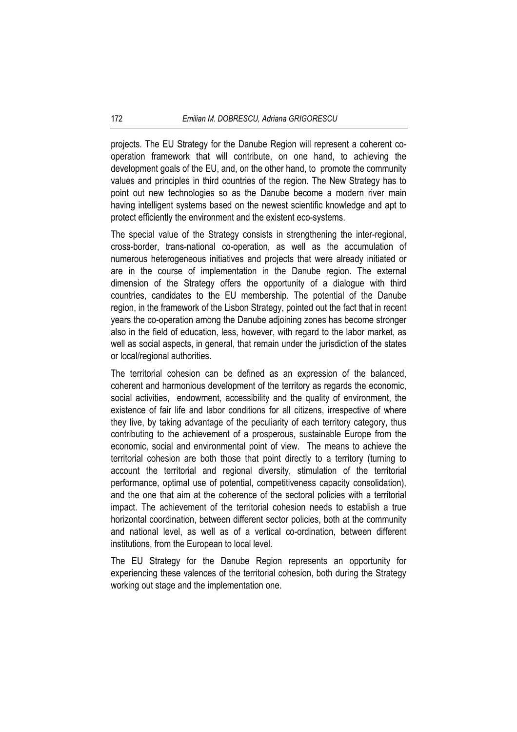projects. The EU Strategy for the Danube Region will represent a coherent co-operation framework that will contribute, on one hand, to achieving the development goals of the EU, and, on the other hand, to promote the community values and principles in third countries of the region. The New Strategy has to point out new technologies so as the Danube become a modern river main having intelligent systems based on the newest scientific knowledge and apt to protect efficiently the environment and the existent eco-systems.

The special value of the Strategy consists in strengthening the inter-regional, cross-border, trans-national co-operation, as well as the accumulation of numerous heterogeneous initiatives and projects that were already initiated or are in the course of implementation in the Danube region. The external dimension of the Strategy offers the opportunity of a dialogue with third countries, candidates to the EU membership. The potential of the Danube region, in the framework of the Lisbon Strategy, pointed out the fact that in recent years the co-operation among the Danube adjoining zones has become stronger also in the field of education, less, however, with regard to the labor market, as well as social aspects, in general, that remain under the jurisdiction of the states or local/regional authorities.

The territorial cohesion can be defined as an expression of the balanced, coherent and harmonious development of the territory as regards the economic, social activities, endowment, accessibility and the quality of environment, the existence of fair life and labor conditions for all citizens, irrespective of where they live, by taking advantage of the peculiarity of each territory category, thus contributing to the achievement of a prosperous, sustainable Europe from the economic, social and environmental point of view. The means to achieve the territorial cohesion are both those that point directly to a territory (turning to account the territorial and regional diversity, stimulation of the territorial performance, optimal use of potential, competitiveness capacity consolidation), and the one that aim at the coherence of the sectoral policies with a territorial impact. The achievement of the territorial cohesion needs to establish a true horizontal coordination, between different sector policies, both at the community and national level, as well as of a vertical co-ordination, between different institutions, from the European to local level.

The EU Strategy for the Danube Region represents an opportunity for experiencing these valences of the territorial cohesion, both during the Strategy working out stage and the implementation one.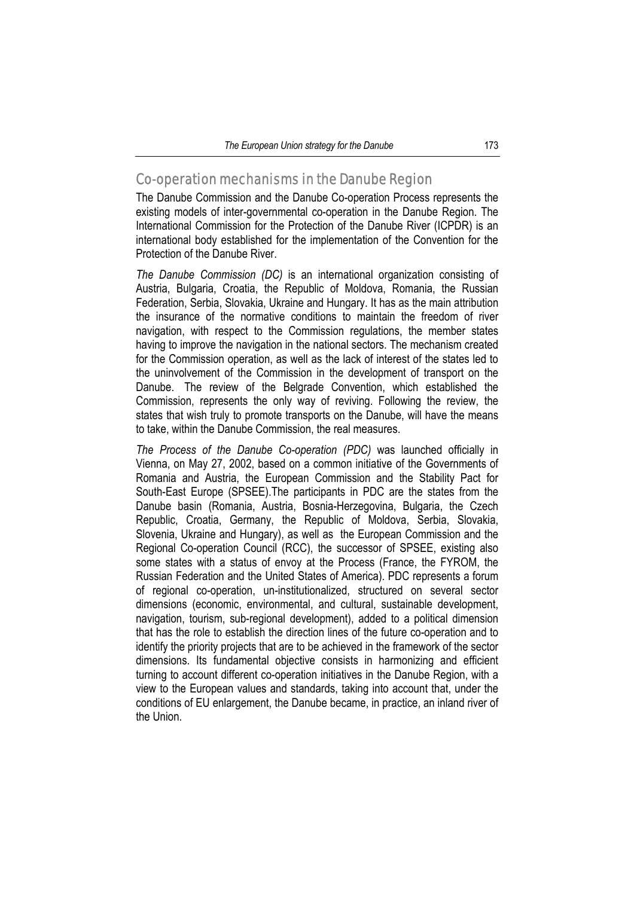## Co-operation mechanisms in the Danube Region

The Danube Commission and the Danube Co-operation Process represents the existing models of inter-governmental co-operation in the Danube Region. The International Commission for the Protection of the Danube River (ICPDR) is an international body established for the implementation of the Convention for the Protection of the Danube River.

*The Danube Commission (DC)* is an international organization consisting of Austria, Bulgaria, Croatia, the Republic of Moldova, Romania, the Russian Federation, Serbia, Slovakia, Ukraine and Hungary. It has as the main attribution the insurance of the normative conditions to maintain the freedom of river navigation, with respect to the Commission regulations, the member states having to improve the navigation in the national sectors. The mechanism created for the Commission operation, as well as the lack of interest of the states led to the uninvolvement of the Commission in the development of transport on the Danube. The review of the Belgrade Convention, which established the Commission, represents the only way of reviving. Following the review, the states that wish truly to promote transports on the Danube, will have the means to take, within the Danube Commission, the real measures.

*The Process of the Danube Co-operation (PDC)* was launched officially in Vienna, on May 27, 2002, based on a common initiative of the Governments of Romania and Austria, the European Commission and the Stability Pact for South-East Europe (SPSEE).The participants in PDC are the states from the Danube basin (Romania, Austria, Bosnia-Herzegovina, Bulgaria, the Czech Republic, Croatia, Germany, the Republic of Moldova, Serbia, Slovakia, Slovenia, Ukraine and Hungary), as well as the European Commission and the Regional Co-operation Council (RCC), the successor of SPSEE, existing also some states with a status of envoy at the Process (France, the FYROM, the Russian Federation and the United States of America). PDC represents a forum of regional co-operation, un-institutionalized, structured on several sector dimensions (economic, environmental, and cultural, sustainable development, navigation, tourism, sub-regional development), added to a political dimension that has the role to establish the direction lines of the future co-operation and to identify the priority projects that are to be achieved in the framework of the sector dimensions. Its fundamental objective consists in harmonizing and efficient turning to account different co-operation initiatives in the Danube Region, with a view to the European values and standards, taking into account that, under the conditions of EU enlargement, the Danube became, in practice, an inland river of the Union.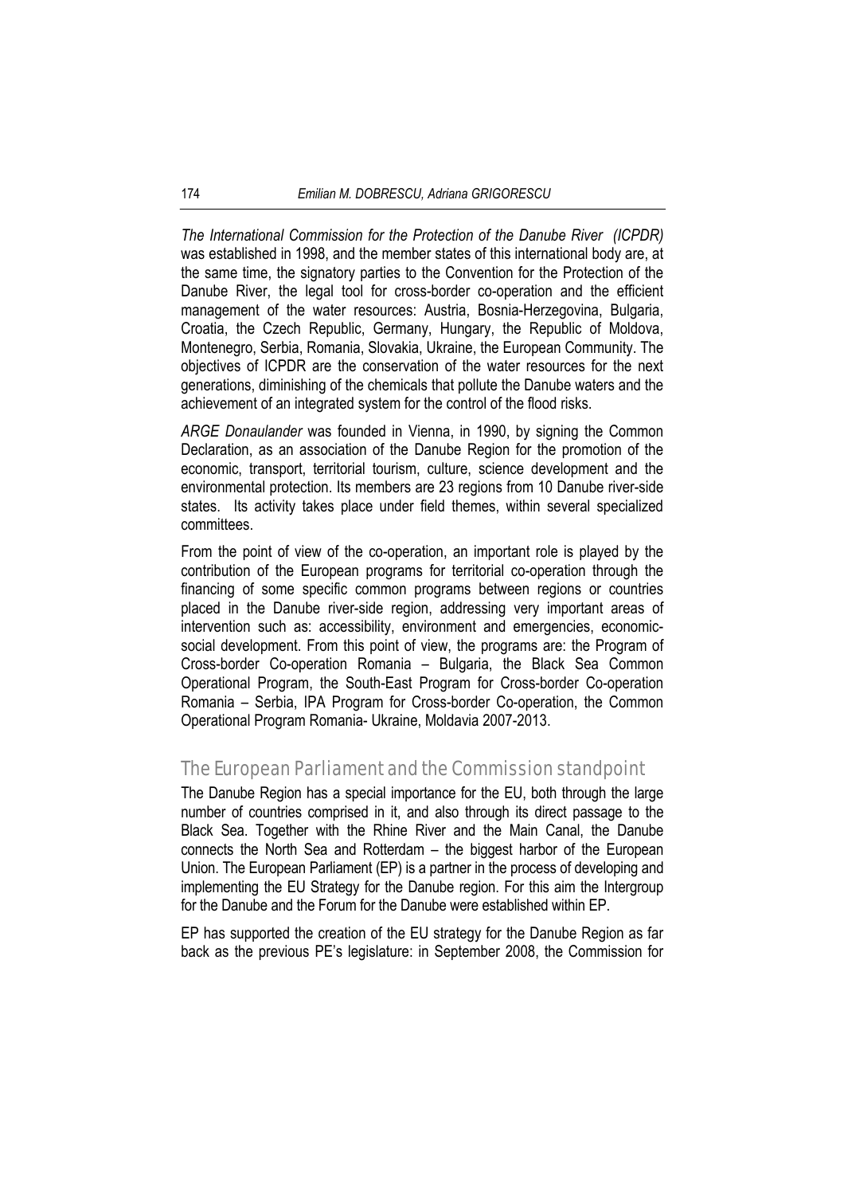*The International Commission for the Protection of the Danube River (ICPDR)* was established in 1998, and the member states of this international body are, at the same time, the signatory parties to the Convention for the Protection of the Danube River, the legal tool for cross-border co-operation and the efficient management of the water resources: Austria, Bosnia-Herzegovina, Bulgaria, Croatia, the Czech Republic, Germany, Hungary, the Republic of Moldova, Montenegro, Serbia, Romania, Slovakia, Ukraine, the European Community. The objectives of ICPDR are the conservation of the water resources for the next generations, diminishing of the chemicals that pollute the Danube waters and the achievement of an integrated system for the control of the flood risks.

*ARGE Donaulander* was founded in Vienna, in 1990, by signing the Common Declaration, as an association of the Danube Region for the promotion of the economic, transport, territorial tourism, culture, science development and the environmental protection. Its members are 23 regions from 10 Danube river-side states. Its activity takes place under field themes, within several specialized committees.

From the point of view of the co-operation, an important role is played by the contribution of the European programs for territorial co-operation through the financing of some specific common programs between regions or countries placed in the Danube river-side region, addressing very important areas of intervention such as: accessibility, environment and emergencies, economic-social development. From this point of view, the programs are: the Program of Cross-border Co-operation Romania – Bulgaria, the Black Sea Common Operational Program, the South-East Program for Cross-border Co-operation Romania – Serbia, IPA Program for Cross-border Co-operation, the Common Operational Program Romania- Ukraine, Moldavia 2007-2013.

## The European Parliament and the Commission standpoint

The Danube Region has a special importance for the EU, both through the large number of countries comprised in it, and also through its direct passage to the Black Sea. Together with the Rhine River and the Main Canal, the Danube connects the North Sea and Rotterdam – the biggest harbor of the European Union. The European Parliament (EP) is a partner in the process of developing and implementing the EU Strategy for the Danube region. For this aim the Intergroup for the Danube and the Forum for the Danube were established within EP.

EP has supported the creation of the EU strategy for the Danube Region as far back as the previous PE's legislature: in September 2008, the Commission for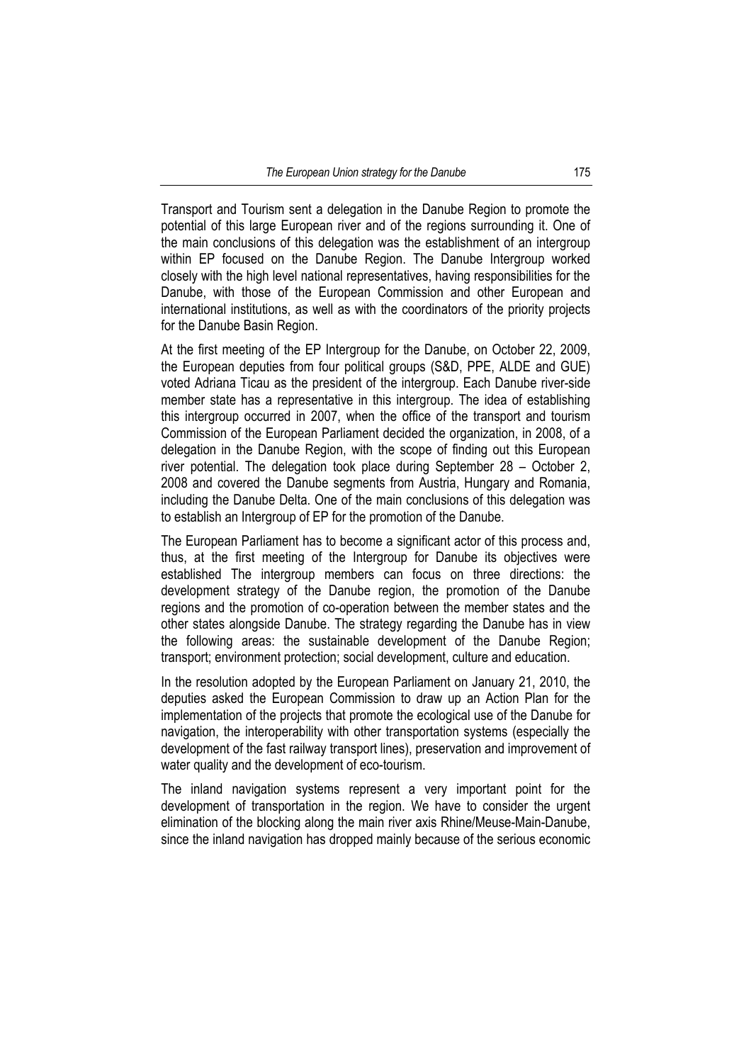Transport and Tourism sent a delegation in the Danube Region to promote the potential of this large European river and of the regions surrounding it. One of the main conclusions of this delegation was the establishment of an intergroup within EP focused on the Danube Region. The Danube Intergroup worked closely with the high level national representatives, having responsibilities for the Danube, with those of the European Commission and other European and international institutions, as well as with the coordinators of the priority projects for the Danube Basin Region.

At the first meeting of the EP Intergroup for the Danube, on October 22, 2009, the European deputies from four political groups (S&D, PPE, ALDE and GUE) voted Adriana Ticau as the president of the intergroup. Each Danube river-side member state has a representative in this intergroup. The idea of establishing this intergroup occurred in 2007, when the office of the transport and tourism Commission of the European Parliament decided the organization, in 2008, of a delegation in the Danube Region, with the scope of finding out this European river potential. The delegation took place during September 28 – October 2, 2008 and covered the Danube segments from Austria, Hungary and Romania, including the Danube Delta. One of the main conclusions of this delegation was to establish an Intergroup of EP for the promotion of the Danube.

The European Parliament has to become a significant actor of this process and, thus, at the first meeting of the Intergroup for Danube its objectives were established The intergroup members can focus on three directions: the development strategy of the Danube region, the promotion of the Danube regions and the promotion of co-operation between the member states and the other states alongside Danube. The strategy regarding the Danube has in view the following areas: the sustainable development of the Danube Region; transport; environment protection; social development, culture and education.

In the resolution adopted by the European Parliament on January 21, 2010, the deputies asked the European Commission to draw up an Action Plan for the implementation of the projects that promote the ecological use of the Danube for navigation, the interoperability with other transportation systems (especially the development of the fast railway transport lines), preservation and improvement of water quality and the development of eco-tourism.

The inland navigation systems represent a very important point for the development of transportation in the region. We have to consider the urgent elimination of the blocking along the main river axis Rhine/Meuse-Main-Danube, since the inland navigation has dropped mainly because of the serious economic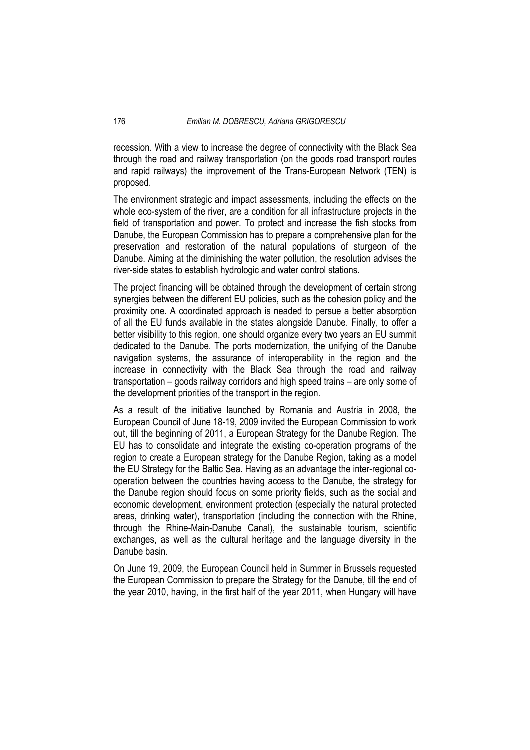recession. With a view to increase the degree of connectivity with the Black Sea through the road and railway transportation (on the goods road transport routes and rapid railways) the improvement of the Trans-European Network (TEN) is proposed.

The environment strategic and impact assessments, including the effects on the whole eco-system of the river, are a condition for all infrastructure projects in the field of transportation and power. To protect and increase the fish stocks from Danube, the European Commission has to prepare a comprehensive plan for the preservation and restoration of the natural populations of sturgeon of the Danube. Aiming at the diminishing the water pollution, the resolution advises the river-side states to establish hydrologic and water control stations.

The project financing will be obtained through the development of certain strong synergies between the different EU policies, such as the cohesion policy and the proximity one. A coordinated approach is needed to persue a better absorption of all the EU funds available in the states alongside Danube. Finally, to offer a better visibility to this region, one should organize every two years an EU summit dedicated to the Danube. The ports modernization, the unifying of the Danube navigation systems, the assurance of interoperability in the region and the increase in connectivity with the Black Sea through the road and railway transportation – goods railway corridors and high speed trains – are only some of the development priorities of the transport in the region.

As a result of the initiative launched by Romania and Austria in 2008, the European Council of June 18-19, 2009 invited the European Commission to work out, till the beginning of 2011, a European Strategy for the Danube Region. The EU has to consolidate and integrate the existing co-operation programs of the region to create a European strategy for the Danube Region, taking as a model the EU Strategy for the Baltic Sea. Having as an advantage the inter-regional co-operation between the countries having access to the Danube, the strategy for the Danube region should focus on some priority fields, such as the social and economic development, environment protection (especially the natural protected areas, drinking water), transportation (including the connection with the Rhine, through the Rhine-Main-Danube Canal), the sustainable tourism, scientific exchanges, as well as the cultural heritage and the language diversity in the Danube basin.

On June 19, 2009, the European Council held in Summer in Brussels requested the European Commission to prepare the Strategy for the Danube, till the end of the year 2010, having, in the first half of the year 2011, when Hungary will have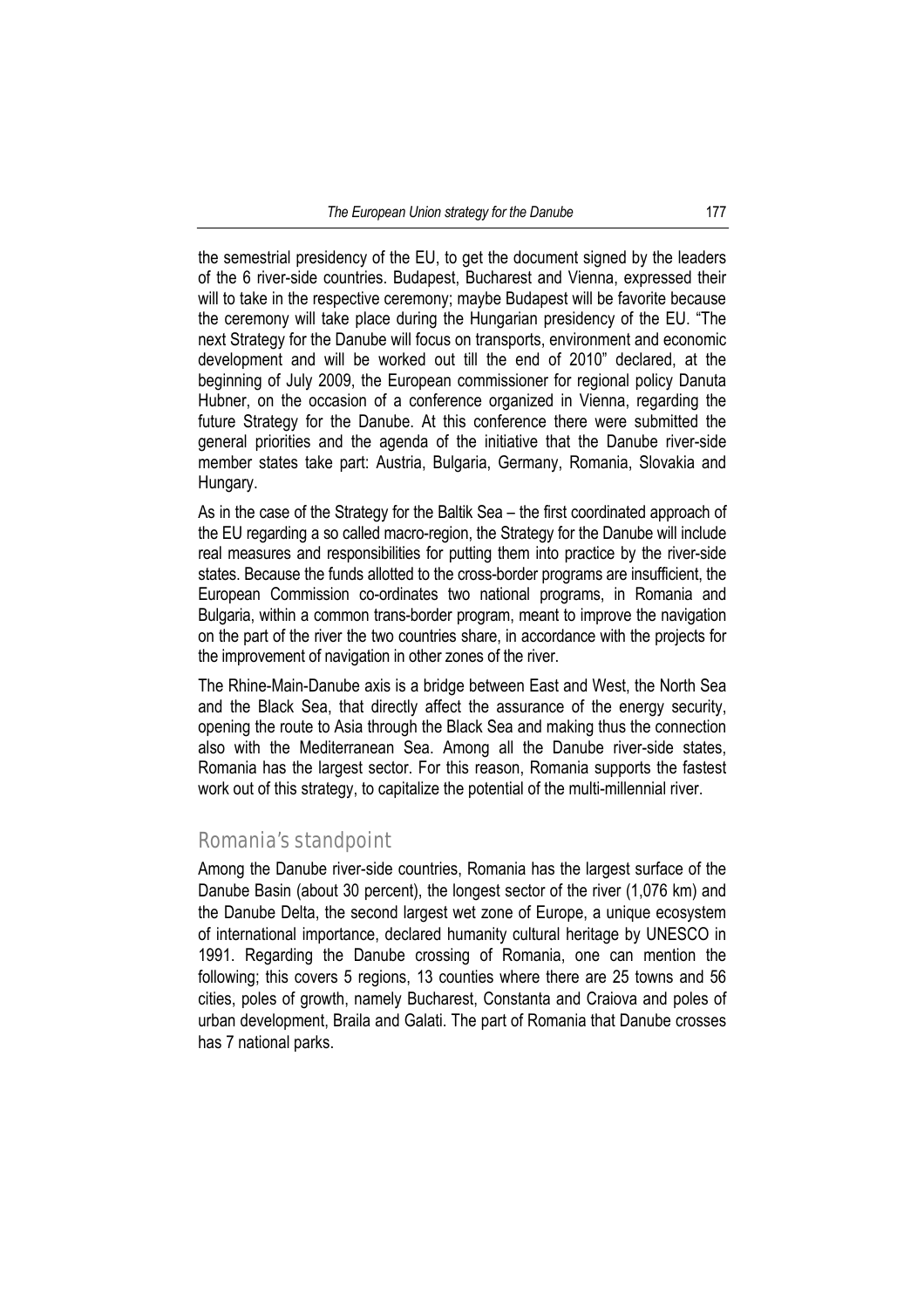the semestrial presidency of the EU, to get the document signed by the leaders of the 6 river-side countries. Budapest, Bucharest and Vienna, expressed their will to take in the respective ceremony; maybe Budapest will be favorite because the ceremony will take place during the Hungarian presidency of the EU. "The next Strategy for the Danube will focus on transports, environment and economic development and will be worked out till the end of 2010" declared, at the beginning of July 2009, the European commissioner for regional policy Danuta Hubner, on the occasion of a conference organized in Vienna, regarding the future Strategy for the Danube. At this conference there were submitted the general priorities and the agenda of the initiative that the Danube river-side member states take part: Austria, Bulgaria, Germany, Romania, Slovakia and Hungary.

As in the case of the Strategy for the Baltik Sea – the first coordinated approach of the EU regarding a so called macro-region, the Strategy for the Danube will include real measures and responsibilities for putting them into practice by the river-side states. Because the funds allotted to the cross-border programs are insufficient, the European Commission co-ordinates two national programs, in Romania and Bulgaria, within a common trans-border program, meant to improve the navigation on the part of the river the two countries share, in accordance with the projects for the improvement of navigation in other zones of the river.

The Rhine-Main-Danube axis is a bridge between East and West, the North Sea and the Black Sea, that directly affect the assurance of the energy security, opening the route to Asia through the Black Sea and making thus the connection also with the Mediterranean Sea. Among all the Danube river-side states, Romania has the largest sector. For this reason, Romania supports the fastest work out of this strategy, to capitalize the potential of the multi-millennial river.

## Romania's standpoint

Among the Danube river-side countries, Romania has the largest surface of the Danube Basin (about 30 percent), the longest sector of the river (1,076 km) and the Danube Delta, the second largest wet zone of Europe, a unique ecosystem of international importance, declared humanity cultural heritage by UNESCO in 1991. Regarding the Danube crossing of Romania, one can mention the following; this covers 5 regions, 13 counties where there are 25 towns and 56 cities, poles of growth, namely Bucharest, Constanta and Craiova and poles of urban development, Braila and Galati. The part of Romania that Danube crosses has 7 national parks.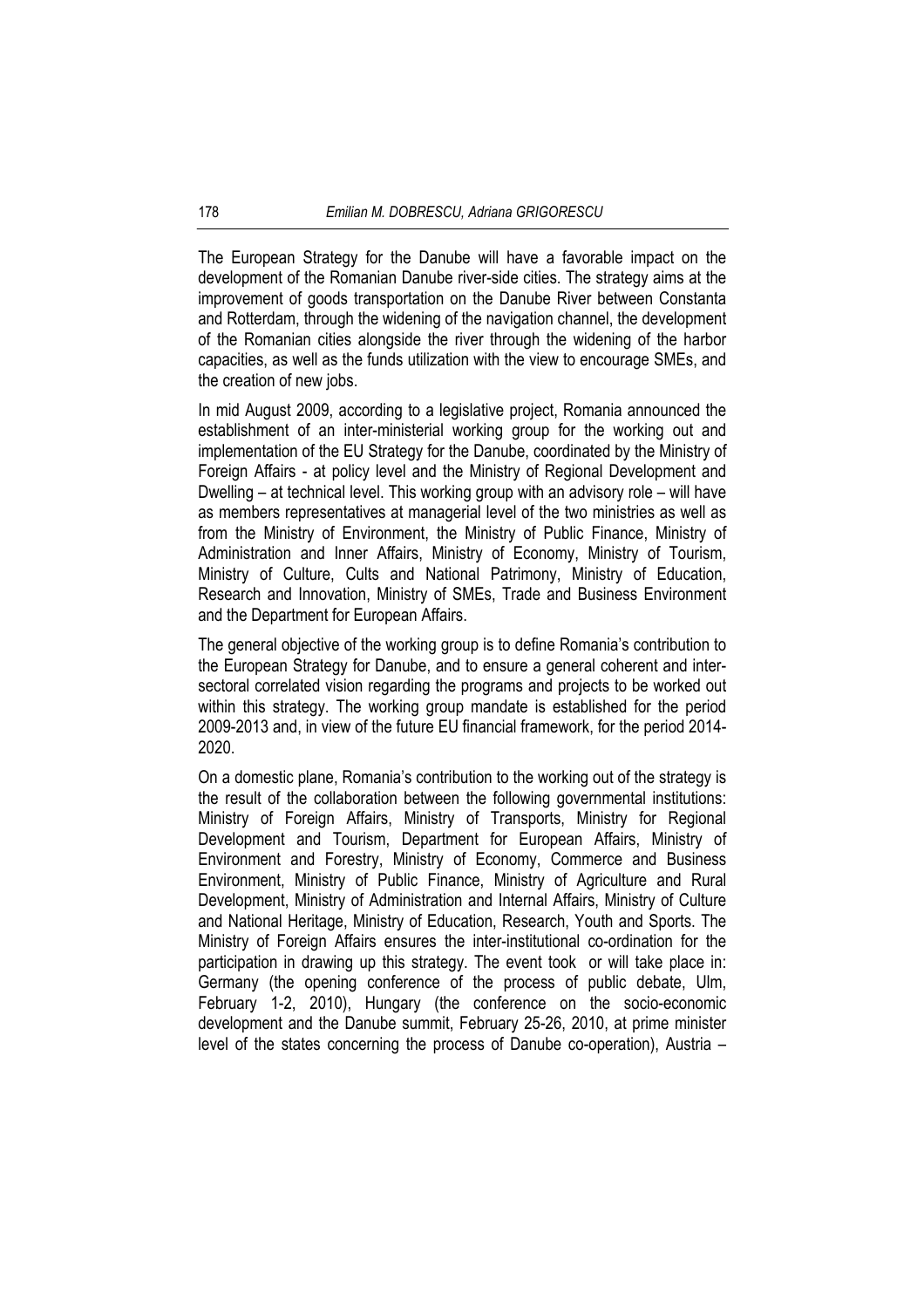The European Strategy for the Danube will have a favorable impact on the development of the Romanian Danube river-side cities. The strategy aims at the improvement of goods transportation on the Danube River between Constanta and Rotterdam, through the widening of the navigation channel, the development of the Romanian cities alongside the river through the widening of the harbor capacities, as well as the funds utilization with the view to encourage SMEs, and the creation of new jobs.

In mid August 2009, according to a legislative project, Romania announced the establishment of an inter-ministerial working group for the working out and implementation of the EU Strategy for the Danube, coordinated by the Ministry of Foreign Affairs - at policy level and the Ministry of Regional Development and Dwelling – at technical level. This working group with an advisory role – will have as members representatives at managerial level of the two ministries as well as from the Ministry of Environment, the Ministry of Public Finance, Ministry of Administration and Inner Affairs, Ministry of Economy, Ministry of Tourism, Ministry of Culture, Cults and National Patrimony, Ministry of Education, Research and Innovation, Ministry of SMEs, Trade and Business Environment and the Department for European Affairs.

The general objective of the working group is to define Romania's contribution to the European Strategy for Danube, and to ensure a general coherent and inter-sectoral correlated vision regarding the programs and projects to be worked out within this strategy. The working group mandate is established for the period 2009-2013 and, in view of the future EU financial framework, for the period 2014-2020.

On a domestic plane, Romania's contribution to the working out of the strategy is the result of the collaboration between the following governmental institutions: Ministry of Foreign Affairs, Ministry of Transports, Ministry for Regional Development and Tourism, Department for European Affairs, Ministry of Environment and Forestry, Ministry of Economy, Commerce and Business Environment, Ministry of Public Finance, Ministry of Agriculture and Rural Development, Ministry of Administration and Internal Affairs, Ministry of Culture and National Heritage, Ministry of Education, Research, Youth and Sports. The Ministry of Foreign Affairs ensures the inter-institutional co-ordination for the participation in drawing up this strategy. The event took or will take place in: Germany (the opening conference of the process of public debate, Ulm, February 1-2, 2010), Hungary (the conference on the socio-economic development and the Danube summit, February 25-26, 2010, at prime minister level of the states concerning the process of Danube co-operation), Austria –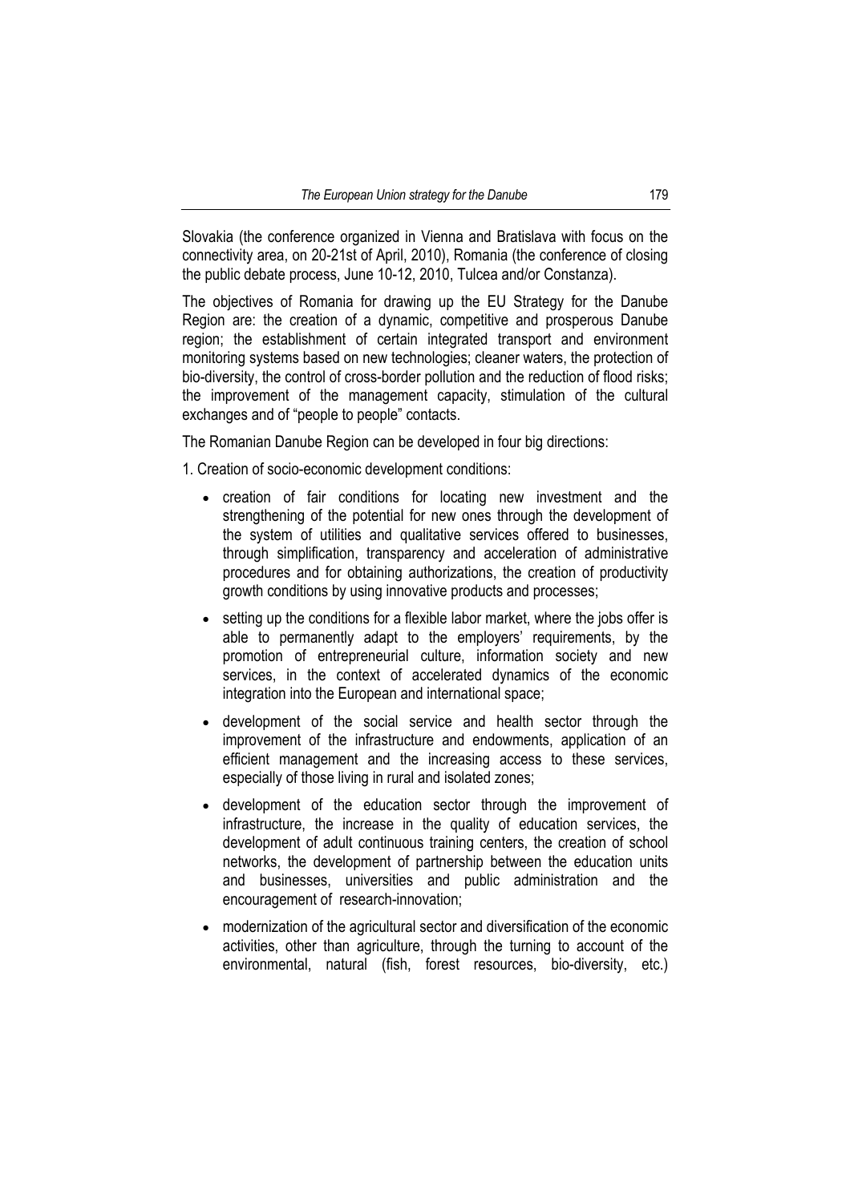Slovakia (the conference organized in Vienna and Bratislava with focus on the connectivity area, on 20-21st of April, 2010), Romania (the conference of closing the public debate process, June 10-12, 2010, Tulcea and/or Constanza).

The objectives of Romania for drawing up the EU Strategy for the Danube Region are: the creation of a dynamic, competitive and prosperous Danube region; the establishment of certain integrated transport and environment monitoring systems based on new technologies; cleaner waters, the protection of bio-diversity, the control of cross-border pollution and the reduction of flood risks; the improvement of the management capacity, stimulation of the cultural exchanges and of "people to people" contacts.

The Romanian Danube Region can be developed in four big directions:

1. Creation of socio-economic development conditions:

- creation of fair conditions for locating new investment and the strengthening of the potential for new ones through the development of the system of utilities and qualitative services offered to businesses, through simplification, transparency and acceleration of administrative procedures and for obtaining authorizations, the creation of productivity growth conditions by using innovative products and processes;
- setting up the conditions for a flexible labor market, where the jobs offer is able to permanently adapt to the employers' requirements, by the promotion of entrepreneurial culture, information society and new services, in the context of accelerated dynamics of the economic integration into the European and international space;
- development of the social service and health sector through the improvement of the infrastructure and endowments, application of an efficient management and the increasing access to these services, especially of those living in rural and isolated zones;
- development of the education sector through the improvement of infrastructure, the increase in the quality of education services, the development of adult continuous training centers, the creation of school networks, the development of partnership between the education units and businesses, universities and public administration and the encouragement of research-innovation;
- modernization of the agricultural sector and diversification of the economic activities, other than agriculture, through the turning to account of the environmental, natural (fish, forest resources, bio-diversity, etc.)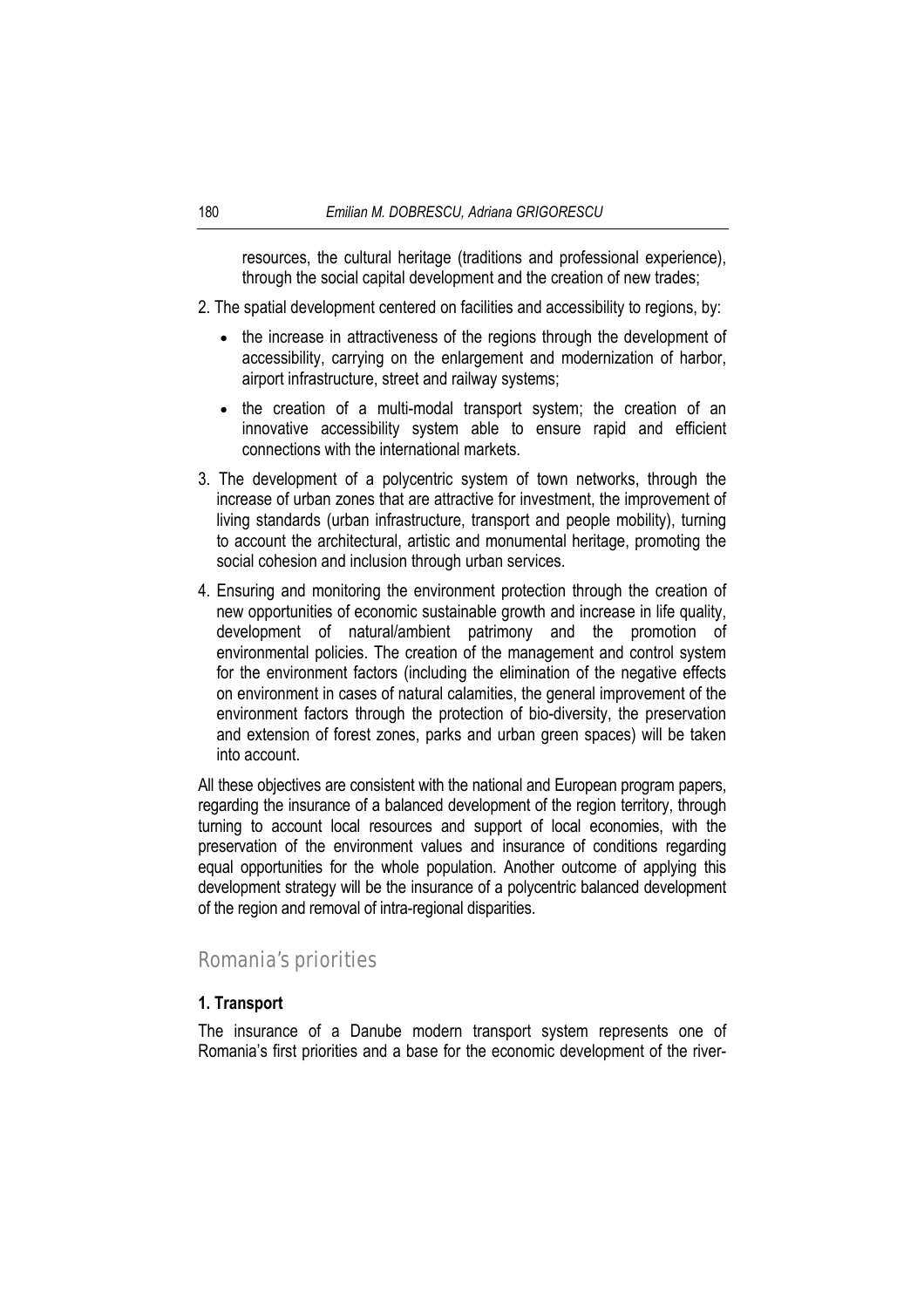resources, the cultural heritage (traditions and professional experience), through the social capital development and the creation of new trades;

2. The spatial development centered on facilities and accessibility to regions, by:
   - the increase in attractiveness of the regions through the development of accessibility, carrying on the enlargement and modernization of harbor, airport infrastructure, street and railway systems;
   - the creation of a multi-modal transport system; the creation of an innovative accessibility system able to ensure rapid and efficient connections with the international markets.
3. The development of a polycentric system of town networks, through the increase of urban zones that are attractive for investment, the improvement of living standards (urban infrastructure, transport and people mobility), turning to account the architectural, artistic and monumental heritage, promoting the social cohesion and inclusion through urban services.
4. Ensuring and monitoring the environment protection through the creation of new opportunities of economic sustainable growth and increase in life quality, development of natural/ambient patrimony and the promotion of environmental policies. The creation of the management and control system for the environment factors (including the elimination of the negative effects on environment in cases of natural calamities, the general improvement of the environment factors through the protection of bio-diversity, the preservation and extension of forest zones, parks and urban green spaces) will be taken into account.

All these objectives are consistent with the national and European program papers, regarding the insurance of a balanced development of the region territory, through turning to account local resources and support of local economies, with the preservation of the environment values and insurance of conditions regarding equal opportunities for the whole population. Another outcome of applying this development strategy will be the insurance of a polycentric balanced development of the region and removal of intra-regional disparities.

## Romania's priorities

**1. Transport**

The insurance of a Danube modern transport system represents one of Romania's first priorities and a base for the economic development of the river-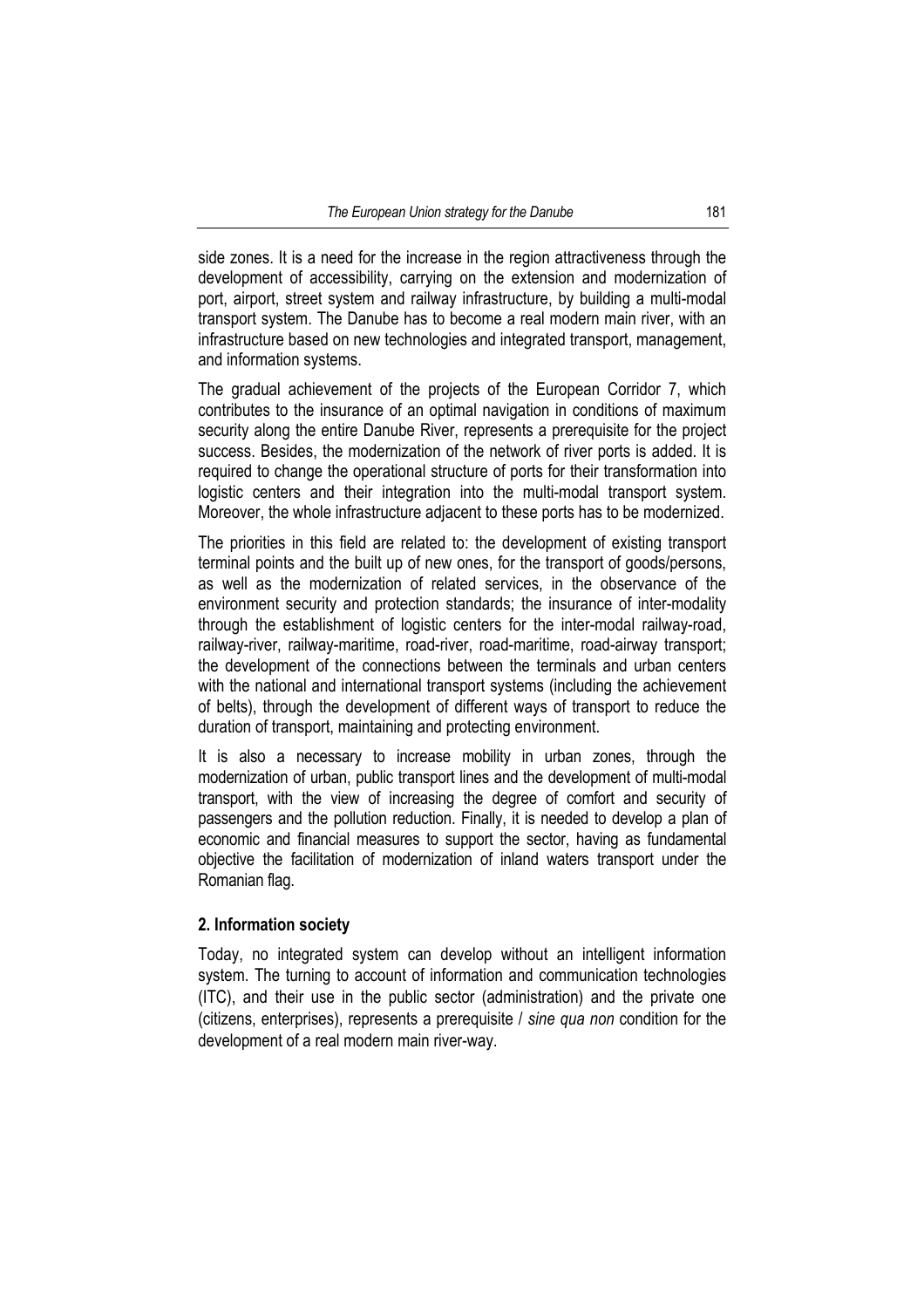side zones. It is a need for the increase in the region attractiveness through the development of accessibility, carrying on the extension and modernization of port, airport, street system and railway infrastructure, by building a multi-modal transport system. The Danube has to become a real modern main river, with an infrastructure based on new technologies and integrated transport, management, and information systems.

The gradual achievement of the projects of the European Corridor 7, which contributes to the insurance of an optimal navigation in conditions of maximum security along the entire Danube River, represents a prerequisite for the project success. Besides, the modernization of the network of river ports is added. It is required to change the operational structure of ports for their transformation into logistic centers and their integration into the multi-modal transport system. Moreover, the whole infrastructure adjacent to these ports has to be modernized.

The priorities in this field are related to: the development of existing transport terminal points and the built up of new ones, for the transport of goods/persons, as well as the modernization of related services, in the observance of the environment security and protection standards; the insurance of inter-modality through the establishment of logistic centers for the inter-modal railway-road, railway-river, railway-maritime, road-river, road-maritime, road-airway transport; the development of the connections between the terminals and urban centers with the national and international transport systems (including the achievement of belts), through the development of different ways of transport to reduce the duration of transport, maintaining and protecting environment.

It is also a necessary to increase mobility in urban zones, through the modernization of urban, public transport lines and the development of multi-modal transport, with the view of increasing the degree of comfort and security of passengers and the pollution reduction. Finally, it is needed to develop a plan of economic and financial measures to support the sector, having as fundamental objective the facilitation of modernization of inland waters transport under the Romanian flag.

### 2. Information society

Today, no integrated system can develop without an intelligent information system. The turning to account of information and communication technologies (ITC), and their use in the public sector (administration) and the private one (citizens, enterprises), represents a prerequisite / *sine qua non* condition for the development of a real modern main river-way.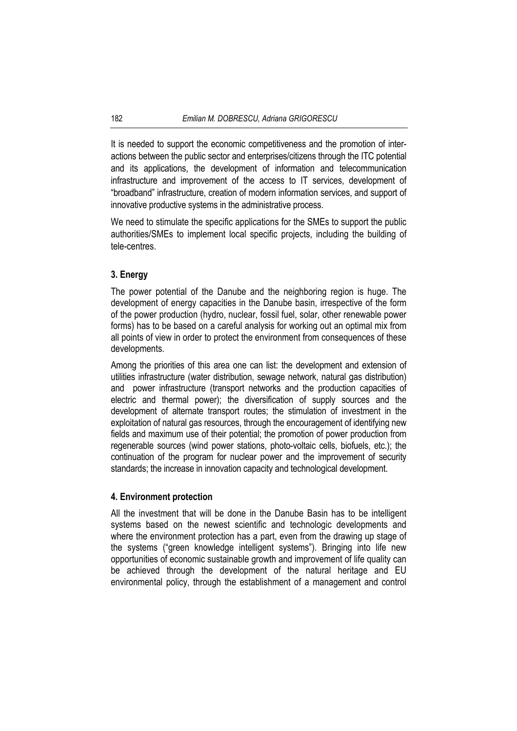It is needed to support the economic competitiveness and the promotion of interactions between the public sector and enterprises/citizens through the ITC potential and its applications, the development of information and telecommunication infrastructure and improvement of the access to IT services, development of "broadband" infrastructure, creation of modern information services, and support of innovative productive systems in the administrative process.

We need to stimulate the specific applications for the SMEs to support the public authorities/SMEs to implement local specific projects, including the building of tele-centres.

### 3. Energy

The power potential of the Danube and the neighboring region is huge. The development of energy capacities in the Danube basin, irrespective of the form of the power production (hydro, nuclear, fossil fuel, solar, other renewable power forms) has to be based on a careful analysis for working out an optimal mix from all points of view in order to protect the environment from consequences of these developments.

Among the priorities of this area one can list: the development and extension of utilities infrastructure (water distribution, sewage network, natural gas distribution) and power infrastructure (transport networks and the production capacities of electric and thermal power); the diversification of supply sources and the development of alternate transport routes; the stimulation of investment in the exploitation of natural gas resources, through the encouragement of identifying new fields and maximum use of their potential; the promotion of power production from regenerable sources (wind power stations, photo-voltaic cells, biofuels, etc.); the continuation of the program for nuclear power and the improvement of security standards; the increase in innovation capacity and technological development.

### 4. Environment protection

All the investment that will be done in the Danube Basin has to be intelligent systems based on the newest scientific and technologic developments and where the environment protection has a part, even from the drawing up stage of the systems ("green knowledge intelligent systems"). Bringing into life new opportunities of economic sustainable growth and improvement of life quality can be achieved through the development of the natural heritage and EU environmental policy, through the establishment of a management and control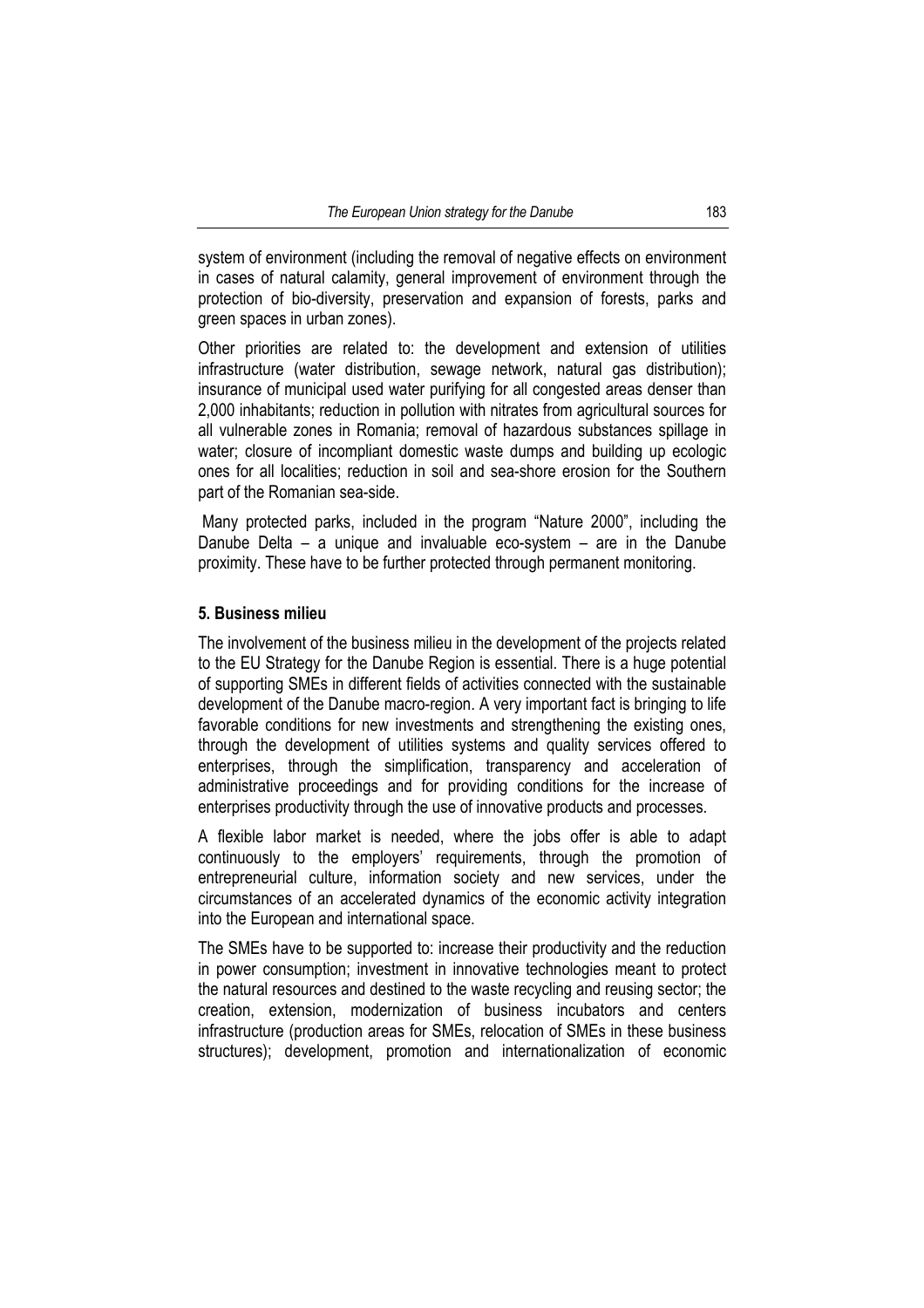system of environment (including the removal of negative effects on environment in cases of natural calamity, general improvement of environment through the protection of bio-diversity, preservation and expansion of forests, parks and green spaces in urban zones).

Other priorities are related to: the development and extension of utilities infrastructure (water distribution, sewage network, natural gas distribution); insurance of municipal used water purifying for all congested areas denser than 2,000 inhabitants; reduction in pollution with nitrates from agricultural sources for all vulnerable zones in Romania; removal of hazardous substances spillage in water; closure of incompliant domestic waste dumps and building up ecologic ones for all localities; reduction in soil and sea-shore erosion for the Southern part of the Romanian sea-side.

Many protected parks, included in the program "Nature 2000", including the Danube Delta – a unique and invaluable eco-system – are in the Danube proximity. These have to be further protected through permanent monitoring.

### 5. Business milieu

The involvement of the business milieu in the development of the projects related to the EU Strategy for the Danube Region is essential. There is a huge potential of supporting SMEs in different fields of activities connected with the sustainable development of the Danube macro-region. A very important fact is bringing to life favorable conditions for new investments and strengthening the existing ones, through the development of utilities systems and quality services offered to enterprises, through the simplification, transparency and acceleration of administrative proceedings and for providing conditions for the increase of enterprises productivity through the use of innovative products and processes.

A flexible labor market is needed, where the jobs offer is able to adapt continuously to the employers' requirements, through the promotion of entrepreneurial culture, information society and new services, under the circumstances of an accelerated dynamics of the economic activity integration into the European and international space.

The SMEs have to be supported to: increase their productivity and the reduction in power consumption; investment in innovative technologies meant to protect the natural resources and destined to the waste recycling and reusing sector; the creation, extension, modernization of business incubators and centers infrastructure (production areas for SMEs, relocation of SMEs in these business structures); development, promotion and internationalization of economic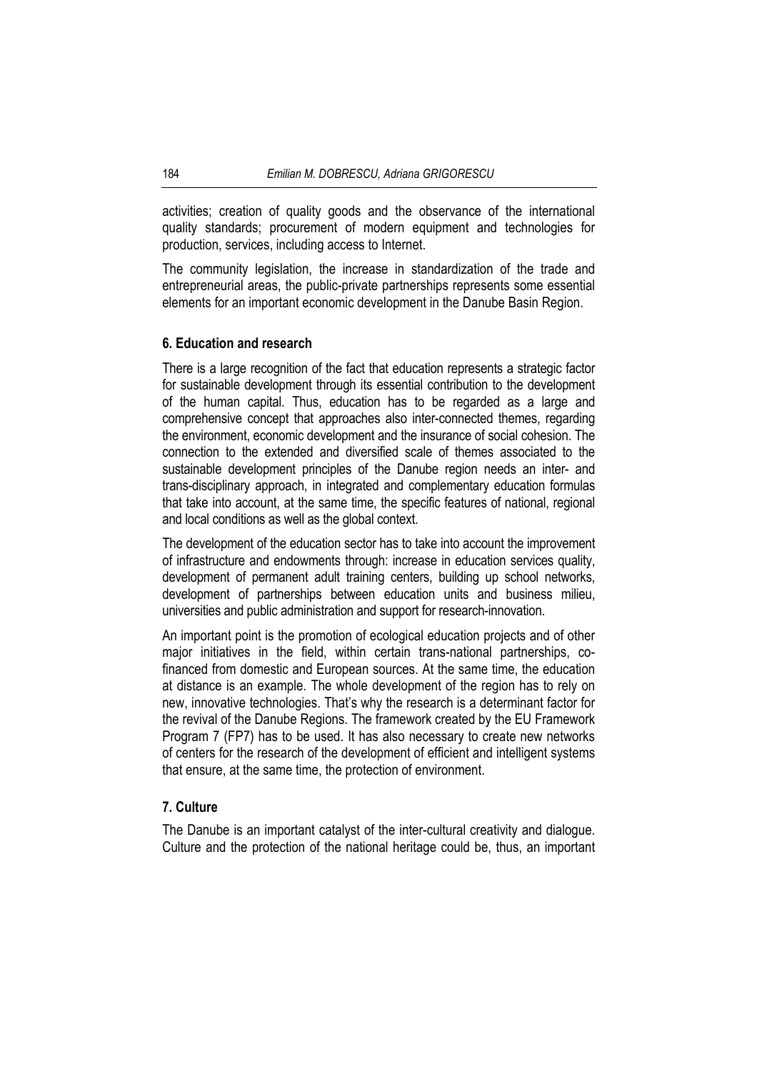activities; creation of quality goods and the observance of the international quality standards; procurement of modern equipment and technologies for production, services, including access to Internet.

The community legislation, the increase in standardization of the trade and entrepreneurial areas, the public-private partnerships represents some essential elements for an important economic development in the Danube Basin Region.

### 6. Education and research

There is a large recognition of the fact that education represents a strategic factor for sustainable development through its essential contribution to the development of the human capital. Thus, education has to be regarded as a large and comprehensive concept that approaches also inter-connected themes, regarding the environment, economic development and the insurance of social cohesion. The connection to the extended and diversified scale of themes associated to the sustainable development principles of the Danube region needs an inter- and trans-disciplinary approach, in integrated and complementary education formulas that take into account, at the same time, the specific features of national, regional and local conditions as well as the global context.

The development of the education sector has to take into account the improvement of infrastructure and endowments through: increase in education services quality, development of permanent adult training centers, building up school networks, development of partnerships between education units and business milieu, universities and public administration and support for research-innovation.

An important point is the promotion of ecological education projects and of other major initiatives in the field, within certain trans-national partnerships, co-financed from domestic and European sources. At the same time, the education at distance is an example. The whole development of the region has to rely on new, innovative technologies. That's why the research is a determinant factor for the revival of the Danube Regions. The framework created by the EU Framework Program 7 (FP7) has to be used. It has also necessary to create new networks of centers for the research of the development of efficient and intelligent systems that ensure, at the same time, the protection of environment.

### 7. Culture

The Danube is an important catalyst of the inter-cultural creativity and dialogue. Culture and the protection of the national heritage could be, thus, an important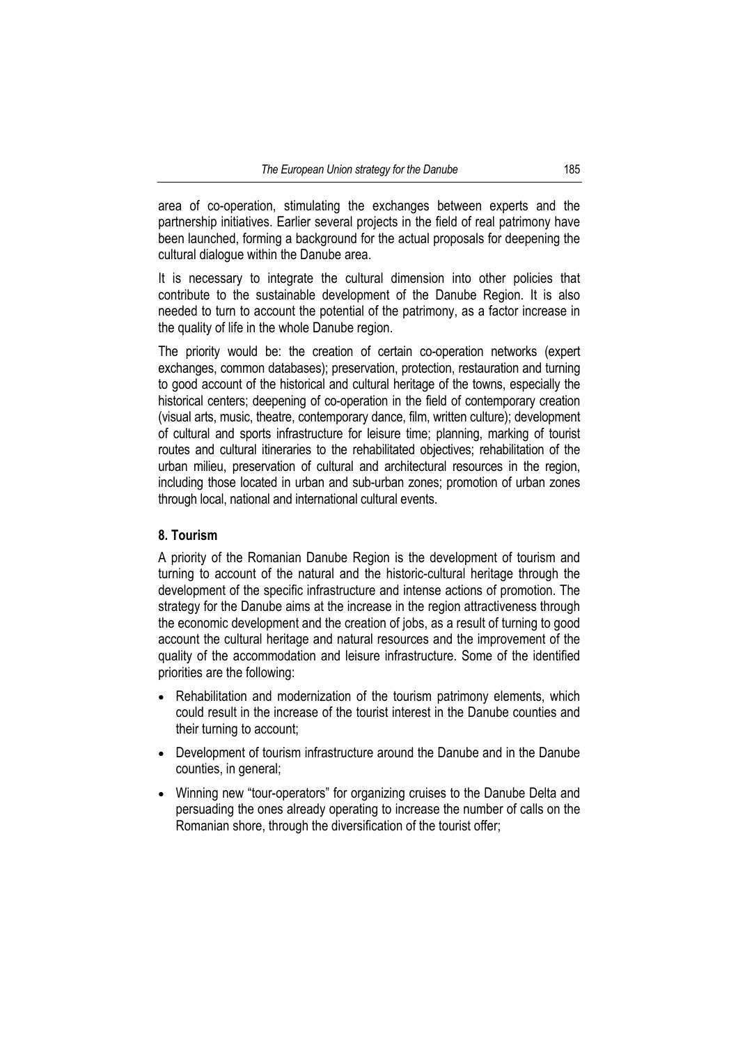area of co-operation, stimulating the exchanges between experts and the partnership initiatives. Earlier several projects in the field of real patrimony have been launched, forming a background for the actual proposals for deepening the cultural dialogue within the Danube area.

It is necessary to integrate the cultural dimension into other policies that contribute to the sustainable development of the Danube Region. It is also needed to turn to account the potential of the patrimony, as a factor increase in the quality of life in the whole Danube region.

The priority would be: the creation of certain co-operation networks (expert exchanges, common databases); preservation, protection, restauration and turning to good account of the historical and cultural heritage of the towns, especially the historical centers; deepening of co-operation in the field of contemporary creation (visual arts, music, theatre, contemporary dance, film, written culture); development of cultural and sports infrastructure for leisure time; planning, marking of tourist routes and cultural itineraries to the rehabilitated objectives; rehabilitation of the urban milieu, preservation of cultural and architectural resources in the region, including those located in urban and sub-urban zones; promotion of urban zones through local, national and international cultural events.

**8. Tourism**

A priority of the Romanian Danube Region is the development of tourism and turning to account of the natural and the historic-cultural heritage through the development of the specific infrastructure and intense actions of promotion. The strategy for the Danube aims at the increase in the region attractiveness through the economic development and the creation of jobs, as a result of turning to good account the cultural heritage and natural resources and the improvement of the quality of the accommodation and leisure infrastructure. Some of the identified priorities are the following:

- Rehabilitation and modernization of the tourism patrimony elements, which could result in the increase of the tourist interest in the Danube counties and their turning to account;
- Development of tourism infrastructure around the Danube and in the Danube counties, in general;
- Winning new "tour-operators" for organizing cruises to the Danube Delta and persuading the ones already operating to increase the number of calls on the Romanian shore, through the diversification of the tourist offer;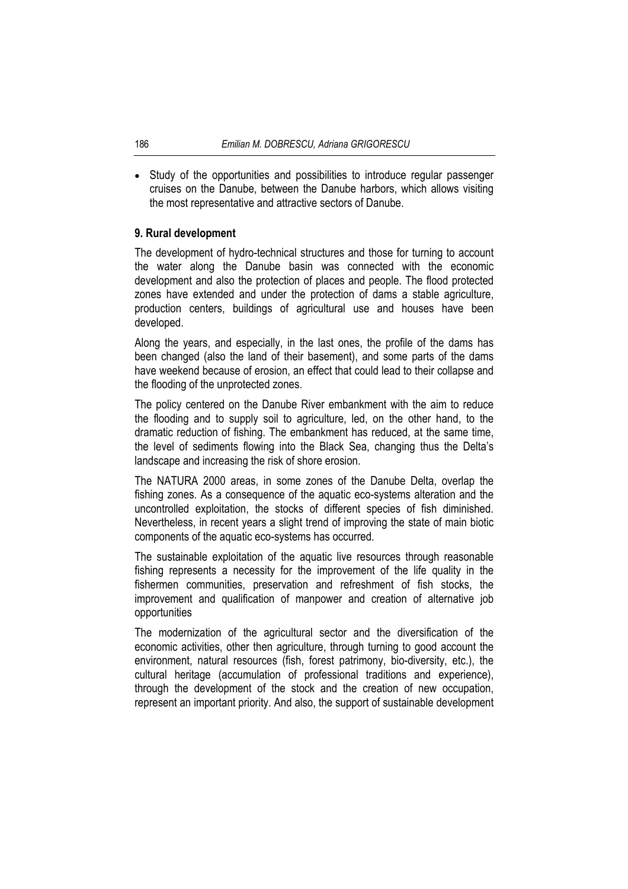- Study of the opportunities and possibilities to introduce regular passenger cruises on the Danube, between the Danube harbors, which allows visiting the most representative and attractive sectors of Danube.

**9. Rural development**

The development of hydro-technical structures and those for turning to account the water along the Danube basin was connected with the economic development and also the protection of places and people. The flood protected zones have extended and under the protection of dams a stable agriculture, production centers, buildings of agricultural use and houses have been developed.

Along the years, and especially, in the last ones, the profile of the dams has been changed (also the land of their basement), and some parts of the dams have weekend because of erosion, an effect that could lead to their collapse and the flooding of the unprotected zones.

The policy centered on the Danube River embankment with the aim to reduce the flooding and to supply soil to agriculture, led, on the other hand, to the dramatic reduction of fishing. The embankment has reduced, at the same time, the level of sediments flowing into the Black Sea, changing thus the Delta's landscape and increasing the risk of shore erosion.

The NATURA 2000 areas, in some zones of the Danube Delta, overlap the fishing zones. As a consequence of the aquatic eco-systems alteration and the uncontrolled exploitation, the stocks of different species of fish diminished. Nevertheless, in recent years a slight trend of improving the state of main biotic components of the aquatic eco-systems has occurred.

The sustainable exploitation of the aquatic live resources through reasonable fishing represents a necessity for the improvement of the life quality in the fishermen communities, preservation and refreshment of fish stocks, the improvement and qualification of manpower and creation of alternative job opportunities

The modernization of the agricultural sector and the diversification of the economic activities, other then agriculture, through turning to good account the environment, natural resources (fish, forest patrimony, bio-diversity, etc.), the cultural heritage (accumulation of professional traditions and experience), through the development of the stock and the creation of new occupation, represent an important priority. And also, the support of sustainable development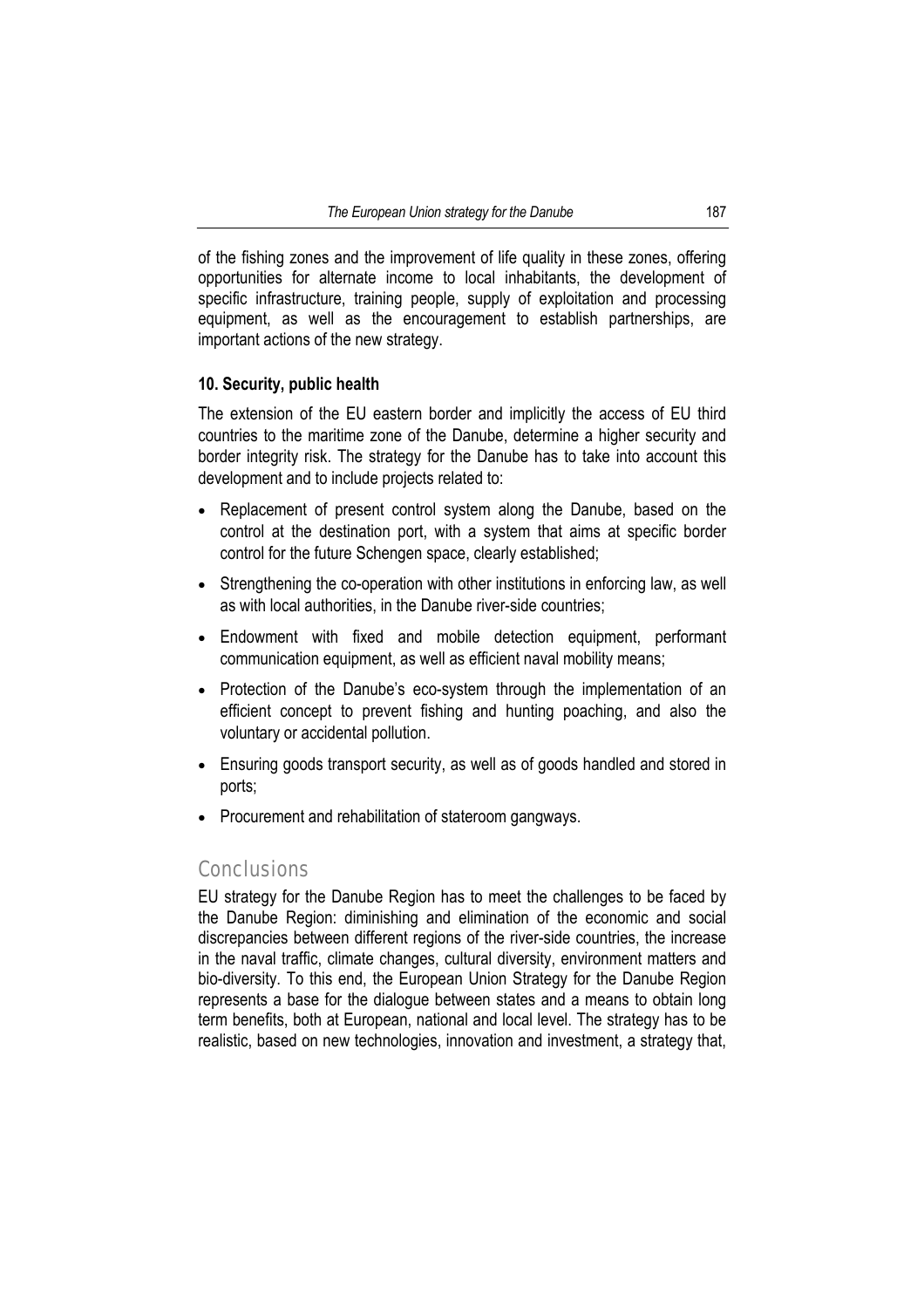of the fishing zones and the improvement of life quality in these zones, offering opportunities for alternate income to local inhabitants, the development of specific infrastructure, training people, supply of exploitation and processing equipment, as well as the encouragement to establish partnerships, are important actions of the new strategy.

**10. Security, public health**

The extension of the EU eastern border and implicitly the access of EU third countries to the maritime zone of the Danube, determine a higher security and border integrity risk. The strategy for the Danube has to take into account this development and to include projects related to:

- Replacement of present control system along the Danube, based on the control at the destination port, with a system that aims at specific border control for the future Schengen space, clearly established;
- Strengthening the co-operation with other institutions in enforcing law, as well as with local authorities, in the Danube river-side countries;
- Endowment with fixed and mobile detection equipment, performant communication equipment, as well as efficient naval mobility means;
- Protection of the Danube's eco-system through the implementation of an efficient concept to prevent fishing and hunting poaching, and also the voluntary or accidental pollution.
- Ensuring goods transport security, as well as of goods handled and stored in ports;
- Procurement and rehabilitation of stateroom gangways.

## Conclusions

EU strategy for the Danube Region has to meet the challenges to be faced by the Danube Region: diminishing and elimination of the economic and social discrepancies between different regions of the river-side countries, the increase in the naval traffic, climate changes, cultural diversity, environment matters and bio-diversity. To this end, the European Union Strategy for the Danube Region represents a base for the dialogue between states and a means to obtain long term benefits, both at European, national and local level. The strategy has to be realistic, based on new technologies, innovation and investment, a strategy that,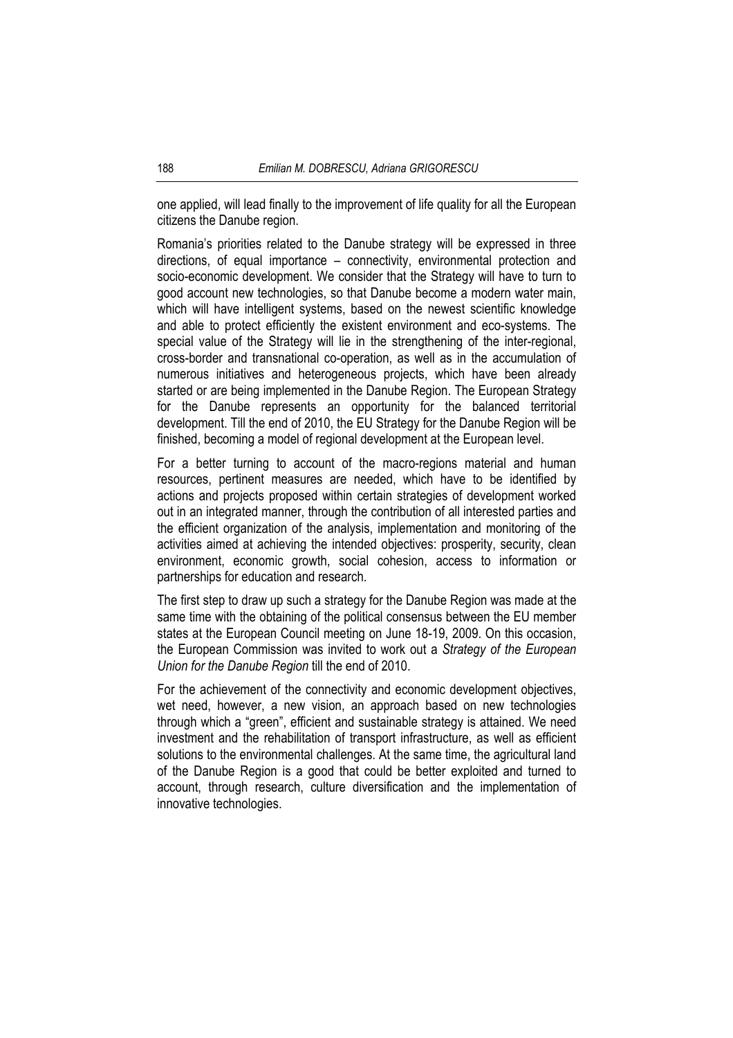one applied, will lead finally to the improvement of life quality for all the European citizens the Danube region.

Romania's priorities related to the Danube strategy will be expressed in three directions, of equal importance – connectivity, environmental protection and socio-economic development. We consider that the Strategy will have to turn to good account new technologies, so that Danube become a modern water main, which will have intelligent systems, based on the newest scientific knowledge and able to protect efficiently the existent environment and eco-systems. The special value of the Strategy will lie in the strengthening of the inter-regional, cross-border and transnational co-operation, as well as in the accumulation of numerous initiatives and heterogeneous projects, which have been already started or are being implemented in the Danube Region. The European Strategy for the Danube represents an opportunity for the balanced territorial development. Till the end of 2010, the EU Strategy for the Danube Region will be finished, becoming a model of regional development at the European level.

For a better turning to account of the macro-regions material and human resources, pertinent measures are needed, which have to be identified by actions and projects proposed within certain strategies of development worked out in an integrated manner, through the contribution of all interested parties and the efficient organization of the analysis, implementation and monitoring of the activities aimed at achieving the intended objectives: prosperity, security, clean environment, economic growth, social cohesion, access to information or partnerships for education and research.

The first step to draw up such a strategy for the Danube Region was made at the same time with the obtaining of the political consensus between the EU member states at the European Council meeting on June 18-19, 2009. On this occasion, the European Commission was invited to work out a *Strategy of the European Union for the Danube Region* till the end of 2010.

For the achievement of the connectivity and economic development objectives, wet need, however, a new vision, an approach based on new technologies through which a "green", efficient and sustainable strategy is attained. We need investment and the rehabilitation of transport infrastructure, as well as efficient solutions to the environmental challenges. At the same time, the agricultural land of the Danube Region is a good that could be better exploited and turned to account, through research, culture diversification and the implementation of innovative technologies.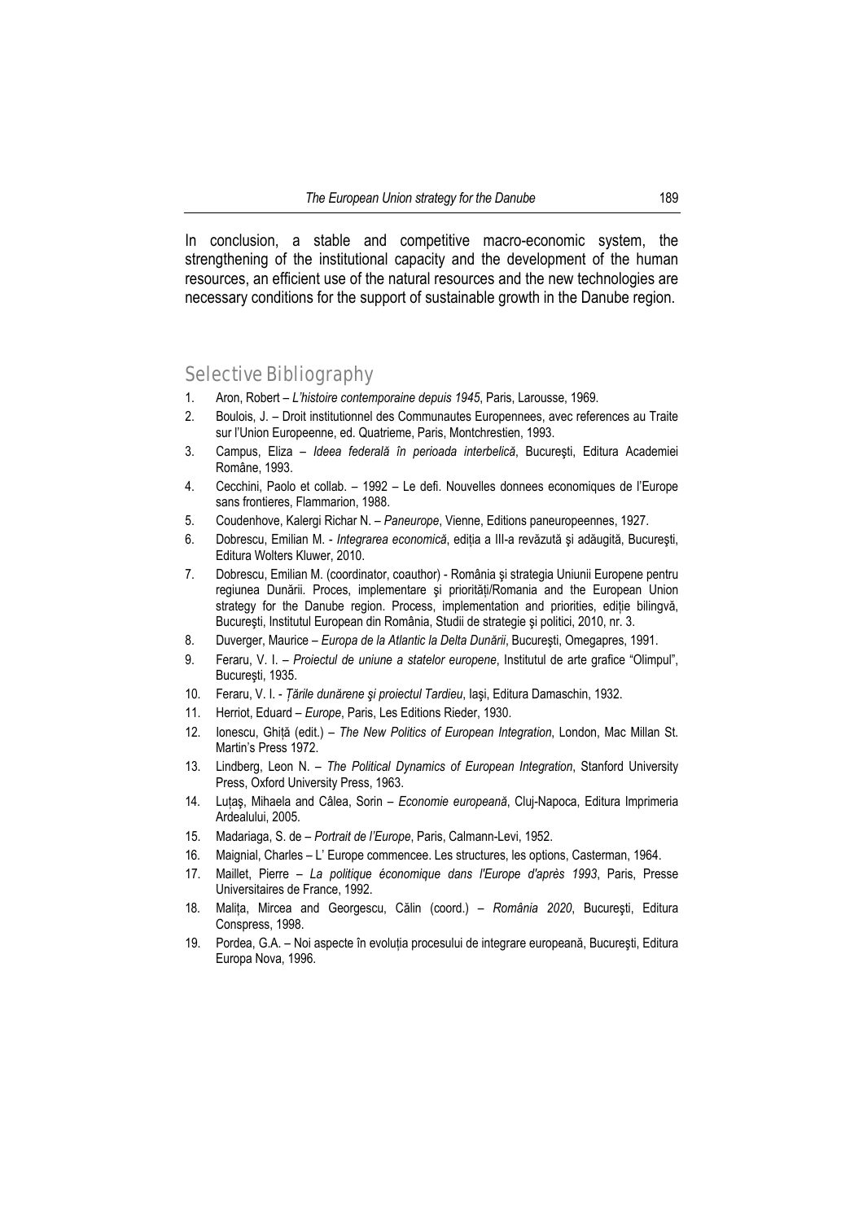In conclusion, a stable and competitive macro-economic system, the strengthening of the institutional capacity and the development of the human resources, an efficient use of the natural resources and the new technologies are necessary conditions for the support of sustainable growth in the Danube region.

## Selective Bibliography

1. Aron, Robert – *L'histoire contemporaine depuis 1945*, Paris, Larousse, 1969.
2. Boulois, J. – Droit institutionnel des Communautes Europennees, avec references au Traite sur l'Union Europeenne, ed. Quatrieme, Paris, Montchrestien, 1993.
3. Campus, Eliza – *Ideea federală în perioada interbelică*, Bucureşti, Editura Academiei Române, 1993.
4. Cecchini, Paolo et collab. – 1992 – Le defi. Nouvelles donnees economiques de l'Europe sans frontieres, Flammarion, 1988.
5. Coudenhove, Kalergi Richar N. – *Paneurope*, Vienne, Editions paneuropeennes, 1927.
6. Dobrescu, Emilian M. - *Integrarea economică*, ediția a III-a revăzută şi adăugită, Bucureşti, Editura Wolters Kluwer, 2010.
7. Dobrescu, Emilian M. (coordinator, coauthor) - România şi strategia Uniunii Europene pentru regiunea Dunării. Proces, implementare şi priorități/Romania and the European Union strategy for the Danube region. Process, implementation and priorities, ediție bilingvă, Bucureşti, Institutul European din România, Studii de strategie şi politici, 2010, nr. 3.
8. Duverger, Maurice – *Europa de la Atlantic la Delta Dunării*, Bucureşti, Omegapres, 1991.
9. Feraru, V. I. – *Proiectul de uniune a statelor europene*, Institutul de arte grafice "Olimpul", Bucureşti, 1935.
10. Feraru, V. I. - *Țările dunărene şi proiectul Tardieu*, Iaşi, Editura Damaschin, 1932.
11. Herriot, Eduard – *Europe*, Paris, Les Editions Rieder, 1930.
12. Ionescu, Ghiță (edit.) – *The New Politics of European Integration*, London, Mac Millan St. Martin's Press 1972.
13. Lindberg, Leon N. – *The Political Dynamics of European Integration*, Stanford University Press, Oxford University Press, 1963.
14. Luțaş, Mihaela and Câlea, Sorin – *Economie europeană*, Cluj-Napoca, Editura Imprimeria Ardealului, 2005.
15. Madariaga, S. de – *Portrait de l'Europe*, Paris, Calmann-Levi, 1952.
16. Maignial, Charles – L' Europe commencee. Les structures, les options, Casterman, 1964.
17. Maillet, Pierre – *La politique économique dans l'Europe d'après 1993*, Paris, Presse Universitaires de France, 1992.
18. Malița, Mircea and Georgescu, Călin (coord.) – *România 2020*, Bucureşti, Editura Conspress, 1998.
19. Pordea, G.A. – Noi aspecte în evoluția procesului de integrare europeană, Bucureşti, Editura Europa Nova, 1996.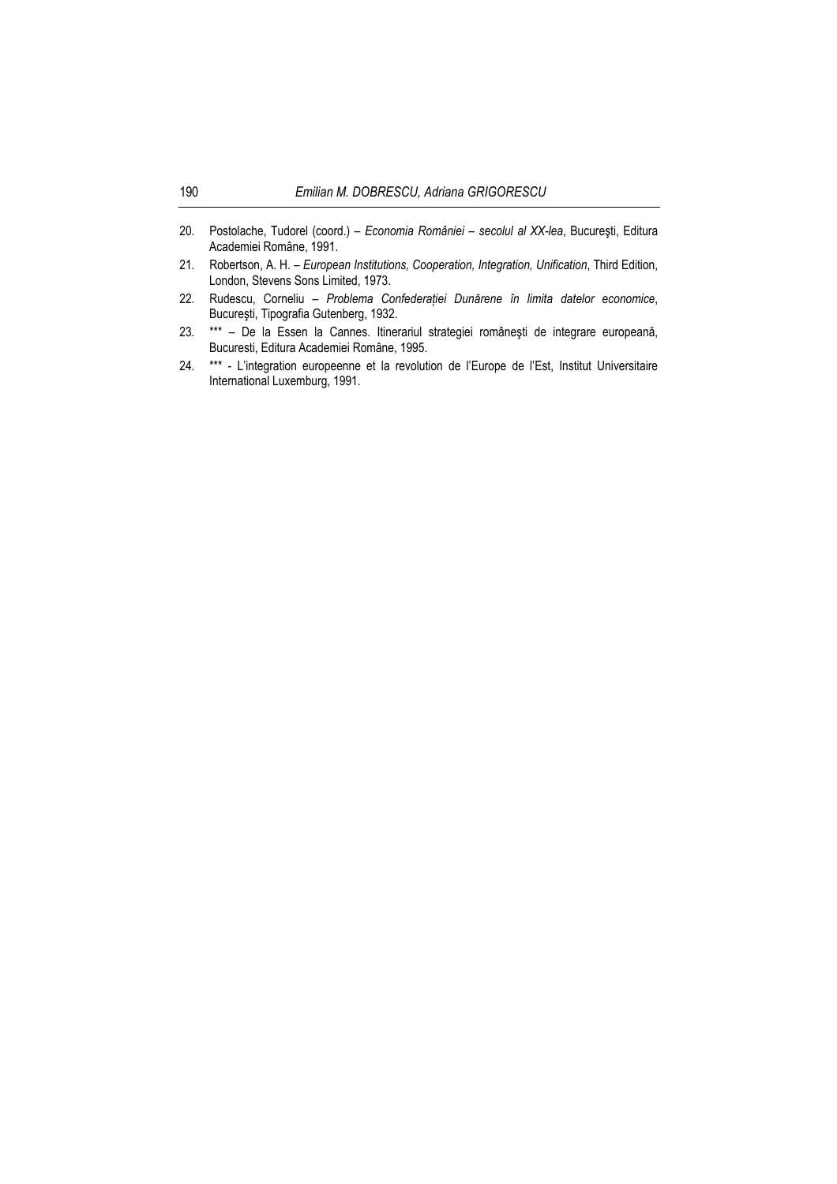20. Postolache, Tudorel (coord.) – *Economia României – secolul al XX-lea*, Bucureşti, Editura Academiei Române, 1991.
21. Robertson, A. H. – *European Institutions, Cooperation, Integration, Unification*, Third Edition, London, Stevens Sons Limited, 1973.
22. Rudescu, Corneliu – *Problema Confederației Dunărene în limita datelor economice*, Bucureşti, Tipografia Gutenberg, 1932.
23. *** – De la Essen la Cannes. Itinerariul strategiei româneşti de integrare europeană, Bucuresti, Editura Academiei Române, 1995.
24. *** - L'integration europeenne et la revolution de l'Europe de l'Est, Institut Universitaire International Luxemburg, 1991.